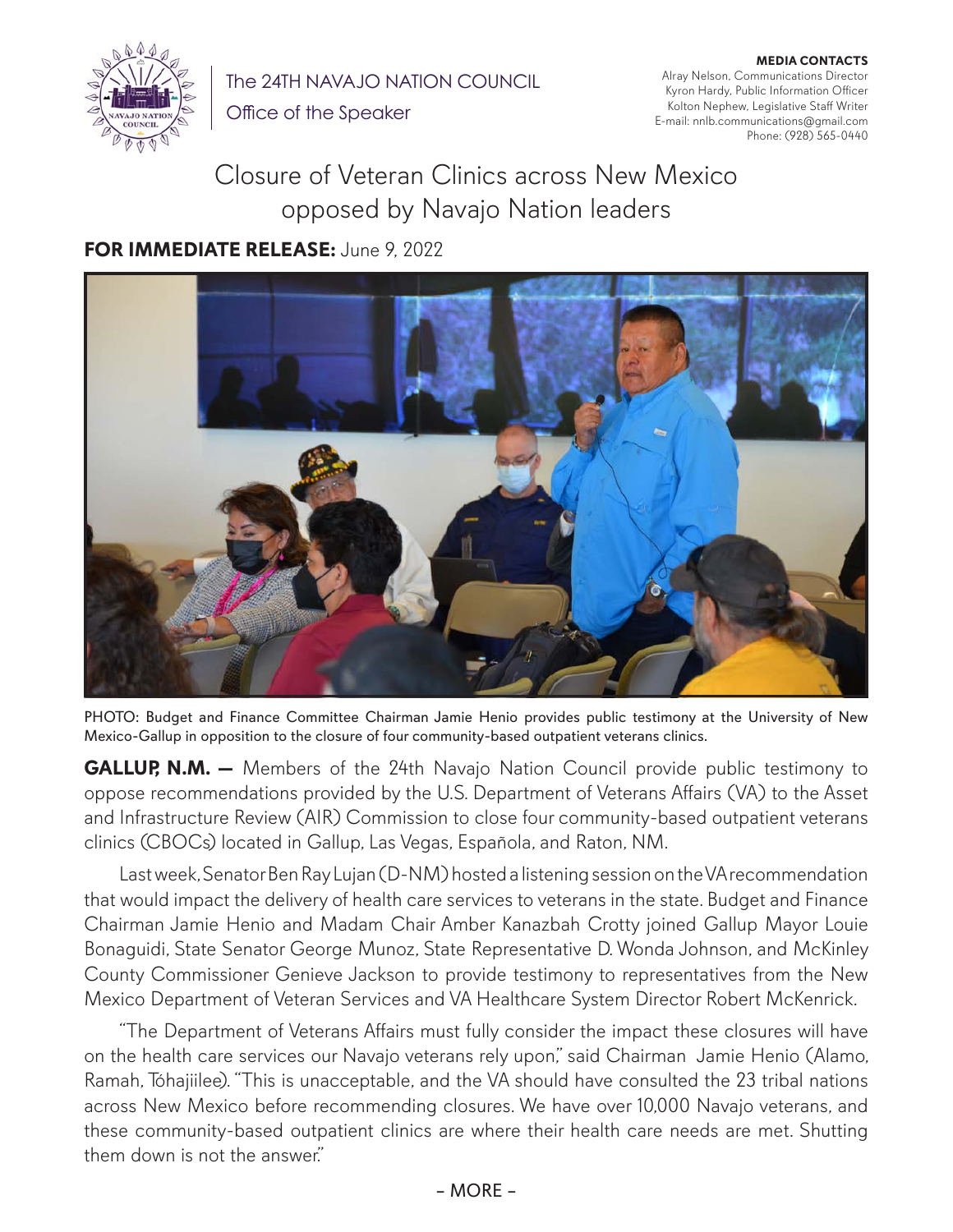The 24TH NAVAJO NATION COUNCIL

Office of the Speaker

**MEDIA CONTACTS**
Alray Nelson, Communications Director
Kyron Hardy, Public Information Officer
Kolton Nephew, Legislative Staff Writer
E-mail: nnlb.communications@gmail.com
Phone: (928) 565-0440

# Closure of Veteran Clinics across New Mexico opposed by Navajo Nation leaders

**FOR IMMEDIATE RELEASE:** June 9, 2022

PHOTO: Budget and Finance Committee Chairman Jamie Henio provides public testimony at the University of New Mexico-Gallup in opposition to the closure of four community-based outpatient veterans clinics.

**GALLUP, N.M. —** Members of the 24th Navajo Nation Council provide public testimony to oppose recommendations provided by the U.S. Department of Veterans Affairs (VA) to the Asset and Infrastructure Review (AIR) Commission to close four community-based outpatient veterans clinics (CBOCs) located in Gallup, Las Vegas, Española, and Raton, NM.

Last week, Senator Ben Ray Lujan (D-NM) hosted a listening session on the VA recommendation that would impact the delivery of health care services to veterans in the state. Budget and Finance Chairman Jamie Henio and Madam Chair Amber Kanazbah Crotty joined Gallup Mayor Louie Bonaguidi, State Senator George Munoz, State Representative D. Wonda Johnson, and McKinley County Commissioner Genieve Jackson to provide testimony to representatives from the New Mexico Department of Veteran Services and VA Healthcare System Director Robert McKenrick.

"The Department of Veterans Affairs must fully consider the impact these closures will have on the health care services our Navajo veterans rely upon," said Chairman Jamie Henio (Alamo, Ramah, Tóhajiilee). "This is unacceptable, and the VA should have consulted the 23 tribal nations across New Mexico before recommending closures. We have over 10,000 Navajo veterans, and these community-based outpatient clinics are where their health care needs are met. Shutting them down is not the answer."

– MORE –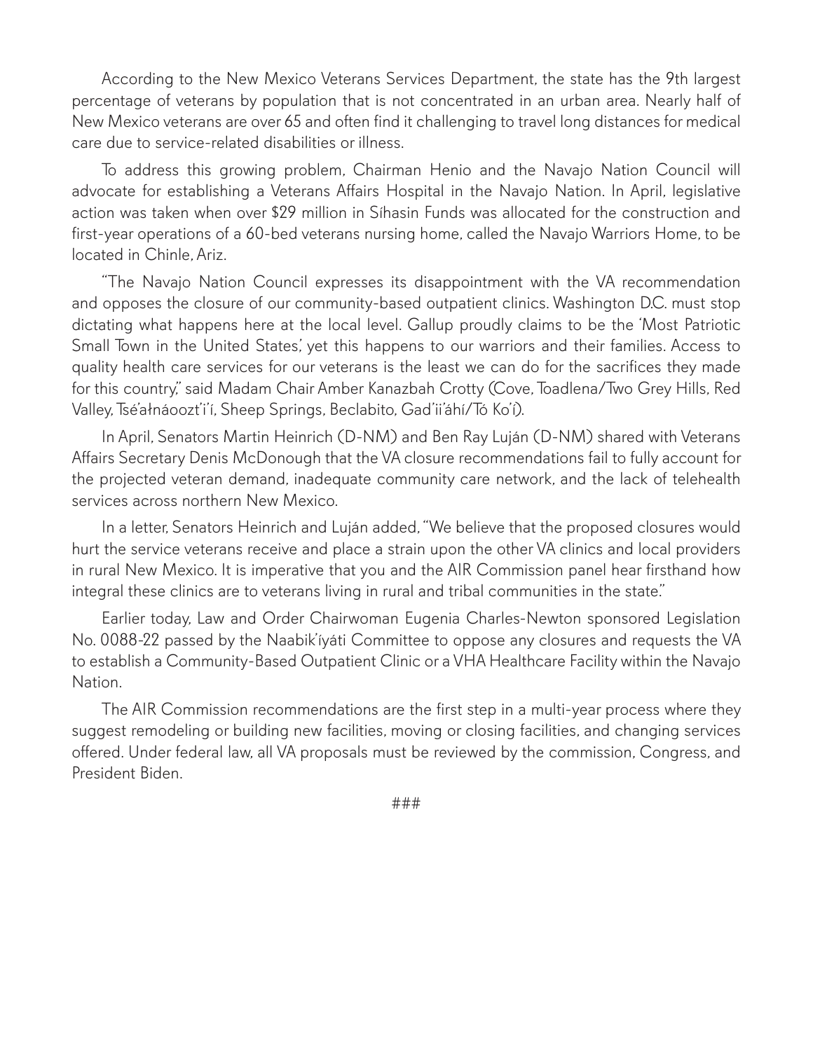According to the New Mexico Veterans Services Department, the state has the 9th largest percentage of veterans by population that is not concentrated in an urban area. Nearly half of New Mexico veterans are over 65 and often find it challenging to travel long distances for medical care due to service-related disabilities or illness.

To address this growing problem, Chairman Henio and the Navajo Nation Council will advocate for establishing a Veterans Affairs Hospital in the Navajo Nation. In April, legislative action was taken when over $29 million in Síhasin Funds was allocated for the construction and first-year operations of a 60-bed veterans nursing home, called the Navajo Warriors Home, to be located in Chinle, Ariz.

"The Navajo Nation Council expresses its disappointment with the VA recommendation and opposes the closure of our community-based outpatient clinics. Washington D.C. must stop dictating what happens here at the local level. Gallup proudly claims to be the 'Most Patriotic Small Town in the United States,' yet this happens to our warriors and their families. Access to quality health care services for our veterans is the least we can do for the sacrifices they made for this country," said Madam Chair Amber Kanazbah Crotty (Cove, Toadlena/Two Grey Hills, Red Valley, Tsé'ałnáoozt'i'í, Sheep Springs, Beclabito, Gad'ii'áhí/Tó Ko'í).

In April, Senators Martin Heinrich (D-NM) and Ben Ray Luján (D-NM) shared with Veterans Affairs Secretary Denis McDonough that the VA closure recommendations fail to fully account for the projected veteran demand, inadequate community care network, and the lack of telehealth services across northern New Mexico.

In a letter, Senators Heinrich and Luján added, "We believe that the proposed closures would hurt the service veterans receive and place a strain upon the other VA clinics and local providers in rural New Mexico. It is imperative that you and the AIR Commission panel hear firsthand how integral these clinics are to veterans living in rural and tribal communities in the state."

Earlier today, Law and Order Chairwoman Eugenia Charles-Newton sponsored Legislation No. 0088-22 passed by the Naabik'íyáti Committee to oppose any closures and requests the VA to establish a Community-Based Outpatient Clinic or a VHA Healthcare Facility within the Navajo Nation.

The AIR Commission recommendations are the first step in a multi-year process where they suggest remodeling or building new facilities, moving or closing facilities, and changing services offered. Under federal law, all VA proposals must be reviewed by the commission, Congress, and President Biden.

###